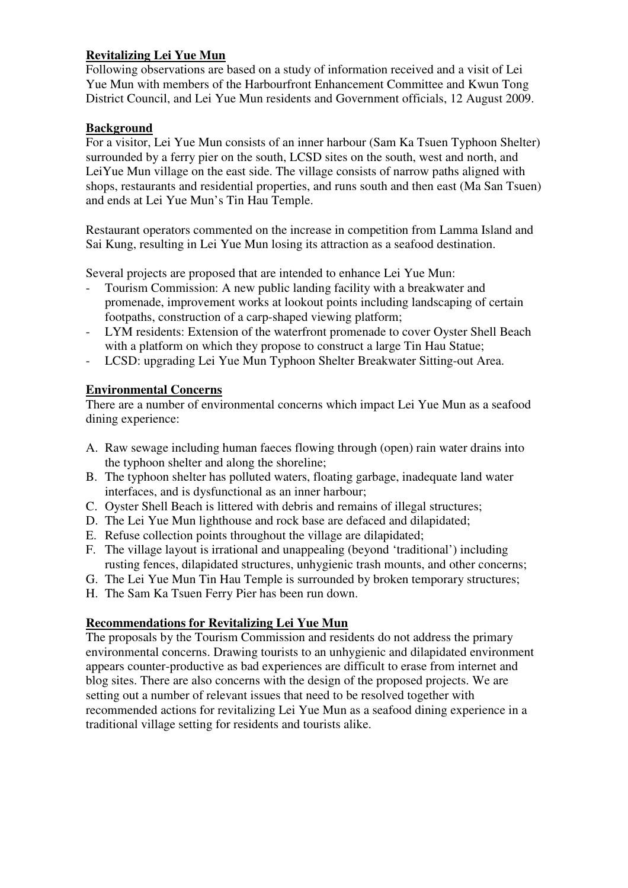**Revitalizing Lei Yue Mun**

Following observations are based on a study of information received and a visit of Lei Yue Mun with members of the Harbourfront Enhancement Committee and Kwun Tong District Council, and Lei Yue Mun residents and Government officials, 12 August 2009.

**Background**

For a visitor, Lei Yue Mun consists of an inner harbour (Sam Ka Tsuen Typhoon Shelter) surrounded by a ferry pier on the south, LCSD sites on the south, west and north, and LeiYue Mun village on the east side. The village consists of narrow paths aligned with shops, restaurants and residential properties, and runs south and then east (Ma San Tsuen) and ends at Lei Yue Mun's Tin Hau Temple.

Restaurant operators commented on the increase in competition from Lamma Island and Sai Kung, resulting in Lei Yue Mun losing its attraction as a seafood destination.

Several projects are proposed that are intended to enhance Lei Yue Mun:

- Tourism Commission: A new public landing facility with a breakwater and promenade, improvement works at lookout points including landscaping of certain footpaths, construction of a carp-shaped viewing platform;
- LYM residents: Extension of the waterfront promenade to cover Oyster Shell Beach with a platform on which they propose to construct a large Tin Hau Statue;
- LCSD: upgrading Lei Yue Mun Typhoon Shelter Breakwater Sitting-out Area.

**Environmental Concerns**

There are a number of environmental concerns which impact Lei Yue Mun as a seafood dining experience:

A. Raw sewage including human faeces flowing through (open) rain water drains into the typhoon shelter and along the shoreline;
B. The typhoon shelter has polluted waters, floating garbage, inadequate land water interfaces, and is dysfunctional as an inner harbour;
C. Oyster Shell Beach is littered with debris and remains of illegal structures;
D. The Lei Yue Mun lighthouse and rock base are defaced and dilapidated;
E. Refuse collection points throughout the village are dilapidated;
F. The village layout is irrational and unappealing (beyond 'traditional') including rusting fences, dilapidated structures, unhygienic trash mounts, and other concerns;
G. The Lei Yue Mun Tin Hau Temple is surrounded by broken temporary structures;
H. The Sam Ka Tsuen Ferry Pier has been run down.

**Recommendations for Revitalizing Lei Yue Mun**

The proposals by the Tourism Commission and residents do not address the primary environmental concerns. Drawing tourists to an unhygienic and dilapidated environment appears counter-productive as bad experiences are difficult to erase from internet and blog sites. There are also concerns with the design of the proposed projects. We are setting out a number of relevant issues that need to be resolved together with recommended actions for revitalizing Lei Yue Mun as a seafood dining experience in a traditional village setting for residents and tourists alike.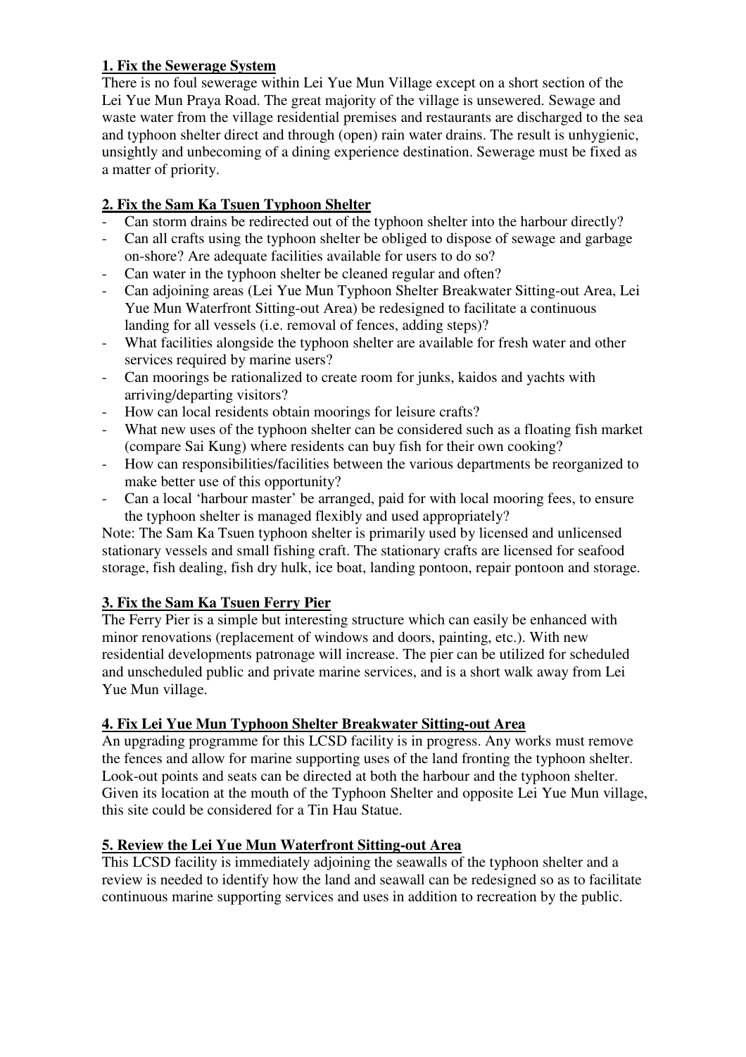**1. Fix the Sewerage System**

There is no foul sewerage within Lei Yue Mun Village except on a short section of the Lei Yue Mun Praya Road. The great majority of the village is unsewered. Sewage and waste water from the village residential premises and restaurants are discharged to the sea and typhoon shelter direct and through (open) rain water drains. The result is unhygienic, unsightly and unbecoming of a dining experience destination. Sewerage must be fixed as a matter of priority.

**2. Fix the Sam Ka Tsuen Typhoon Shelter**

- Can storm drains be redirected out of the typhoon shelter into the harbour directly?
- Can all crafts using the typhoon shelter be obliged to dispose of sewage and garbage on-shore? Are adequate facilities available for users to do so?
- Can water in the typhoon shelter be cleaned regular and often?
- Can adjoining areas (Lei Yue Mun Typhoon Shelter Breakwater Sitting-out Area, Lei Yue Mun Waterfront Sitting-out Area) be redesigned to facilitate a continuous landing for all vessels (i.e. removal of fences, adding steps)?
- What facilities alongside the typhoon shelter are available for fresh water and other services required by marine users?
- Can moorings be rationalized to create room for junks, kaidos and yachts with arriving/departing visitors?
- How can local residents obtain moorings for leisure crafts?
- What new uses of the typhoon shelter can be considered such as a floating fish market (compare Sai Kung) where residents can buy fish for their own cooking?
- How can responsibilities/facilities between the various departments be reorganized to make better use of this opportunity?
- Can a local 'harbour master' be arranged, paid for with local mooring fees, to ensure the typhoon shelter is managed flexibly and used appropriately?

Note: The Sam Ka Tsuen typhoon shelter is primarily used by licensed and unlicensed stationary vessels and small fishing craft. The stationary crafts are licensed for seafood storage, fish dealing, fish dry hulk, ice boat, landing pontoon, repair pontoon and storage.

**3. Fix the Sam Ka Tsuen Ferry Pier**

The Ferry Pier is a simple but interesting structure which can easily be enhanced with minor renovations (replacement of windows and doors, painting, etc.). With new residential developments patronage will increase. The pier can be utilized for scheduled and unscheduled public and private marine services, and is a short walk away from Lei Yue Mun village.

**4. Fix Lei Yue Mun Typhoon Shelter Breakwater Sitting-out Area**

An upgrading programme for this LCSD facility is in progress. Any works must remove the fences and allow for marine supporting uses of the land fronting the typhoon shelter. Look-out points and seats can be directed at both the harbour and the typhoon shelter. Given its location at the mouth of the Typhoon Shelter and opposite Lei Yue Mun village, this site could be considered for a Tin Hau Statue.

**5. Review the Lei Yue Mun Waterfront Sitting-out Area**

This LCSD facility is immediately adjoining the seawalls of the typhoon shelter and a review is needed to identify how the land and seawall can be redesigned so as to facilitate continuous marine supporting services and uses in addition to recreation by the public.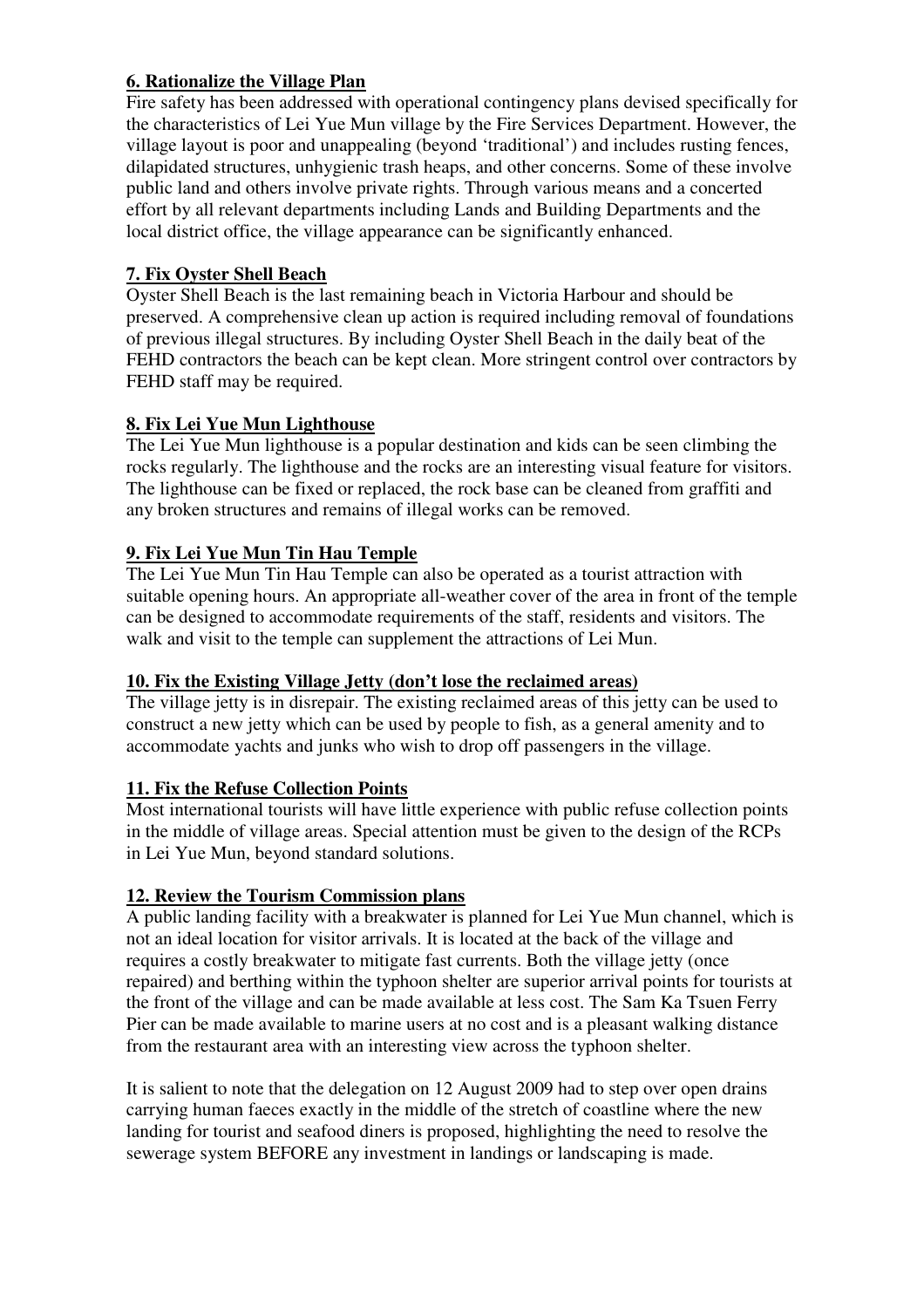**6. Rationalize the Village Plan**

Fire safety has been addressed with operational contingency plans devised specifically for the characteristics of Lei Yue Mun village by the Fire Services Department. However, the village layout is poor and unappealing (beyond 'traditional') and includes rusting fences, dilapidated structures, unhygienic trash heaps, and other concerns. Some of these involve public land and others involve private rights. Through various means and a concerted effort by all relevant departments including Lands and Building Departments and the local district office, the village appearance can be significantly enhanced.

**7. Fix Oyster Shell Beach**

Oyster Shell Beach is the last remaining beach in Victoria Harbour and should be preserved. A comprehensive clean up action is required including removal of foundations of previous illegal structures. By including Oyster Shell Beach in the daily beat of the FEHD contractors the beach can be kept clean. More stringent control over contractors by FEHD staff may be required.

**8. Fix Lei Yue Mun Lighthouse**

The Lei Yue Mun lighthouse is a popular destination and kids can be seen climbing the rocks regularly. The lighthouse and the rocks are an interesting visual feature for visitors. The lighthouse can be fixed or replaced, the rock base can be cleaned from graffiti and any broken structures and remains of illegal works can be removed.

**9. Fix Lei Yue Mun Tin Hau Temple**

The Lei Yue Mun Tin Hau Temple can also be operated as a tourist attraction with suitable opening hours. An appropriate all-weather cover of the area in front of the temple can be designed to accommodate requirements of the staff, residents and visitors. The walk and visit to the temple can supplement the attractions of Lei Mun.

**10. Fix the Existing Village Jetty (don't lose the reclaimed areas)**

The village jetty is in disrepair. The existing reclaimed areas of this jetty can be used to construct a new jetty which can be used by people to fish, as a general amenity and to accommodate yachts and junks who wish to drop off passengers in the village.

**11. Fix the Refuse Collection Points**

Most international tourists will have little experience with public refuse collection points in the middle of village areas. Special attention must be given to the design of the RCPs in Lei Yue Mun, beyond standard solutions.

**12. Review the Tourism Commission plans**

A public landing facility with a breakwater is planned for Lei Yue Mun channel, which is not an ideal location for visitor arrivals. It is located at the back of the village and requires a costly breakwater to mitigate fast currents. Both the village jetty (once repaired) and berthing within the typhoon shelter are superior arrival points for tourists at the front of the village and can be made available at less cost. The Sam Ka Tsuen Ferry Pier can be made available to marine users at no cost and is a pleasant walking distance from the restaurant area with an interesting view across the typhoon shelter.

It is salient to note that the delegation on 12 August 2009 had to step over open drains carrying human faeces exactly in the middle of the stretch of coastline where the new landing for tourist and seafood diners is proposed, highlighting the need to resolve the sewerage system BEFORE any investment in landings or landscaping is made.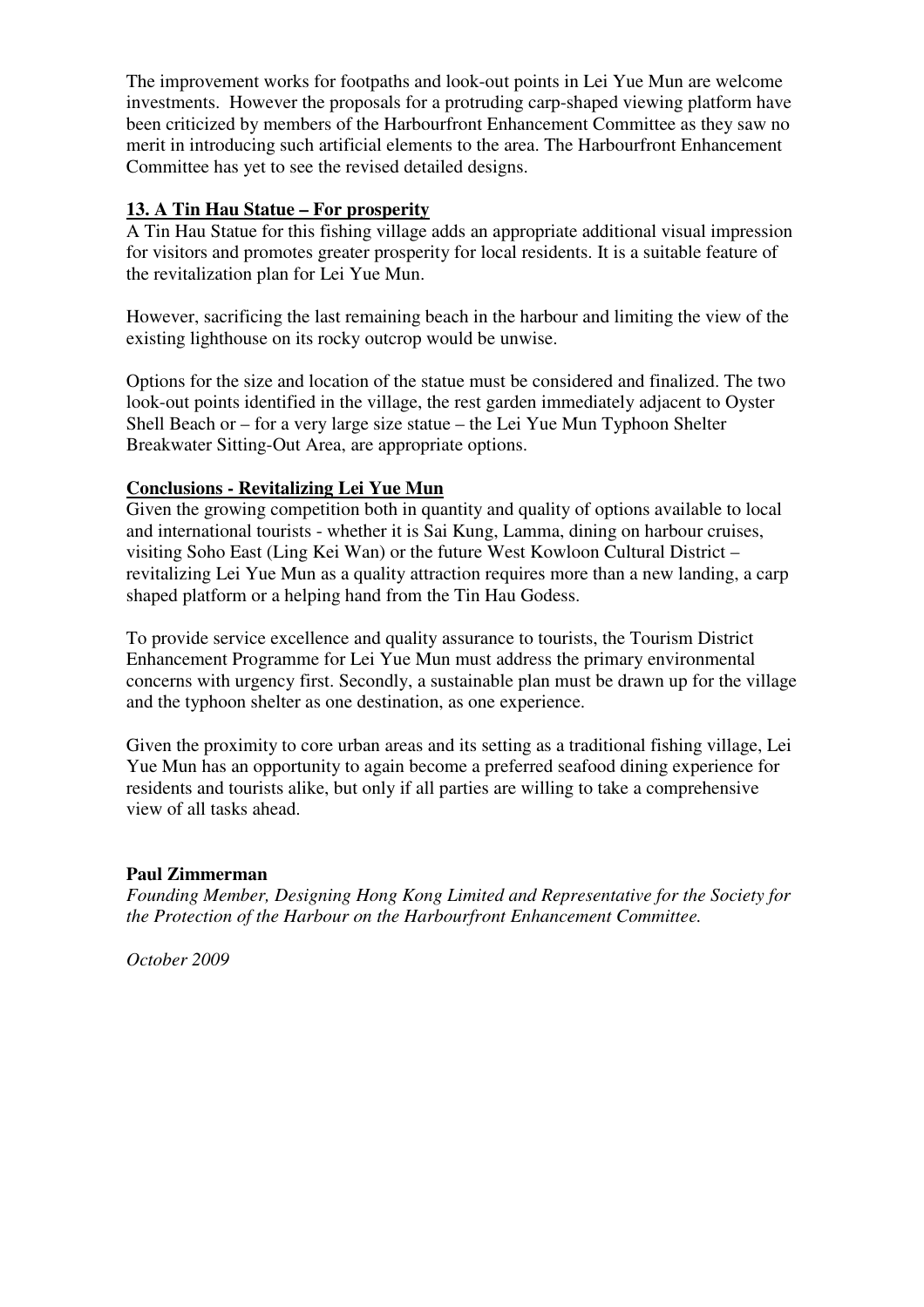The improvement works for footpaths and look-out points in Lei Yue Mun are welcome investments. However the proposals for a protruding carp-shaped viewing platform have been criticized by members of the Harbourfront Enhancement Committee as they saw no merit in introducing such artificial elements to the area. The Harbourfront Enhancement Committee has yet to see the revised detailed designs.

**13. A Tin Hau Statue – For prosperity**

A Tin Hau Statue for this fishing village adds an appropriate additional visual impression for visitors and promotes greater prosperity for local residents. It is a suitable feature of the revitalization plan for Lei Yue Mun.

However, sacrificing the last remaining beach in the harbour and limiting the view of the existing lighthouse on its rocky outcrop would be unwise.

Options for the size and location of the statue must be considered and finalized. The two look-out points identified in the village, the rest garden immediately adjacent to Oyster Shell Beach or – for a very large size statue – the Lei Yue Mun Typhoon Shelter Breakwater Sitting-Out Area, are appropriate options.

**Conclusions - Revitalizing Lei Yue Mun**

Given the growing competition both in quantity and quality of options available to local and international tourists - whether it is Sai Kung, Lamma, dining on harbour cruises, visiting Soho East (Ling Kei Wan) or the future West Kowloon Cultural District – revitalizing Lei Yue Mun as a quality attraction requires more than a new landing, a carp shaped platform or a helping hand from the Tin Hau Godess.

To provide service excellence and quality assurance to tourists, the Tourism District Enhancement Programme for Lei Yue Mun must address the primary environmental concerns with urgency first. Secondly, a sustainable plan must be drawn up for the village and the typhoon shelter as one destination, as one experience.

Given the proximity to core urban areas and its setting as a traditional fishing village, Lei Yue Mun has an opportunity to again become a preferred seafood dining experience for residents and tourists alike, but only if all parties are willing to take a comprehensive view of all tasks ahead.

**Paul Zimmerman**

*Founding Member, Designing Hong Kong Limited and Representative for the Society for the Protection of the Harbour on the Harbourfront Enhancement Committee.*

*October 2009*